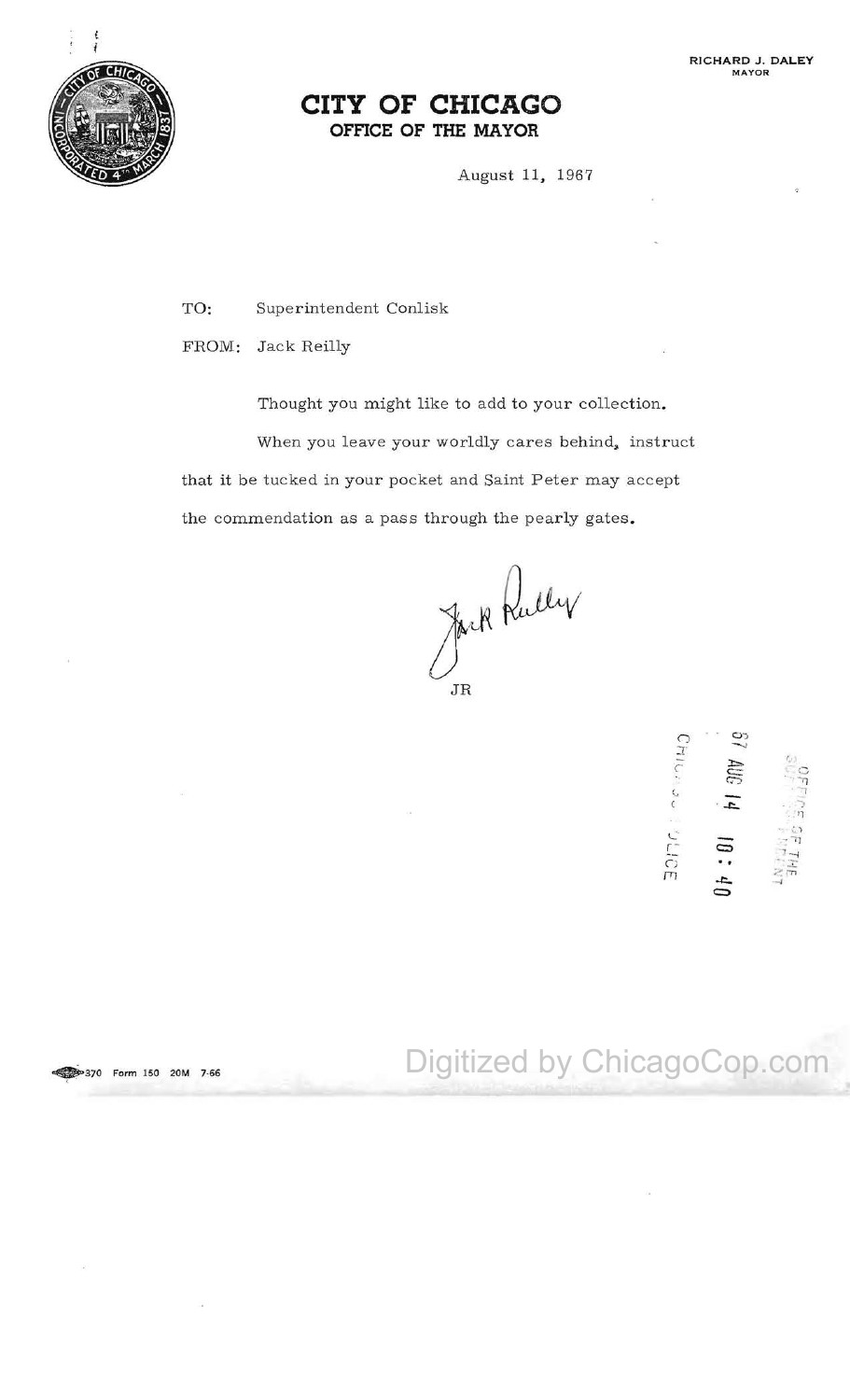RICHARD J. DALEY
MAYOR

# CITY OF CHICAGO
## OFFICE OF THE MAYOR

August 11, 1967

TO: Superintendent Conlisk

FROM: Jack Reilly

Thought you might like to add to your collection.

When you leave your worldly cares behind, instruct that it be tucked in your pocket and Saint Peter may accept the commendation as a pass through the pearly gates.

Jack Reilly

JR

OFFICE OF THE SUPERINTENDENT
67 AUG 14 10:40
CHICAGO POLICE

370 Form 150 20M 7-66

Digitized by ChicagoCop.com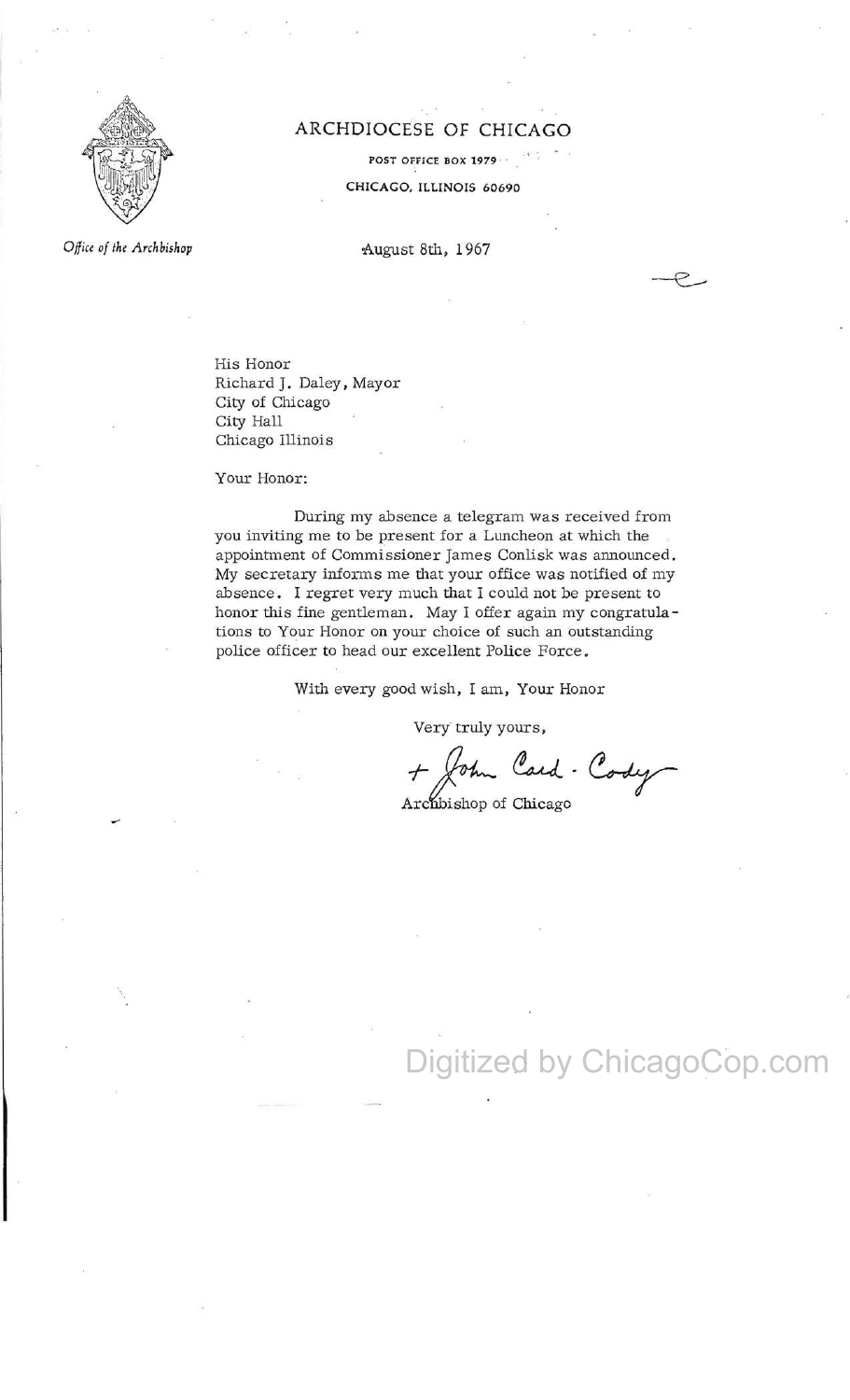# ARCHDIOCESE OF CHICAGO

POST OFFICE BOX 1979

CHICAGO, ILLINOIS 60690

*Office of the Archbishop*

August 8th, 1967

His Honor
Richard J. Daley, Mayor
City of Chicago
City Hall
Chicago Illinois

Your Honor:

During my absence a telegram was received from you inviting me to be present for a Luncheon at which the appointment of Commissioner James Conlisk was announced. My secretary informs me that your office was notified of my absence. I regret very much that I could not be present to honor this fine gentleman. May I offer again my congratulations to Your Honor on your choice of such an outstanding police officer to head our excellent Police Force.

With every good wish, I am, Your Honor

Very truly yours,

+ John Card. Cody
Archbishop of Chicago

Digitized by ChicagoCop.com